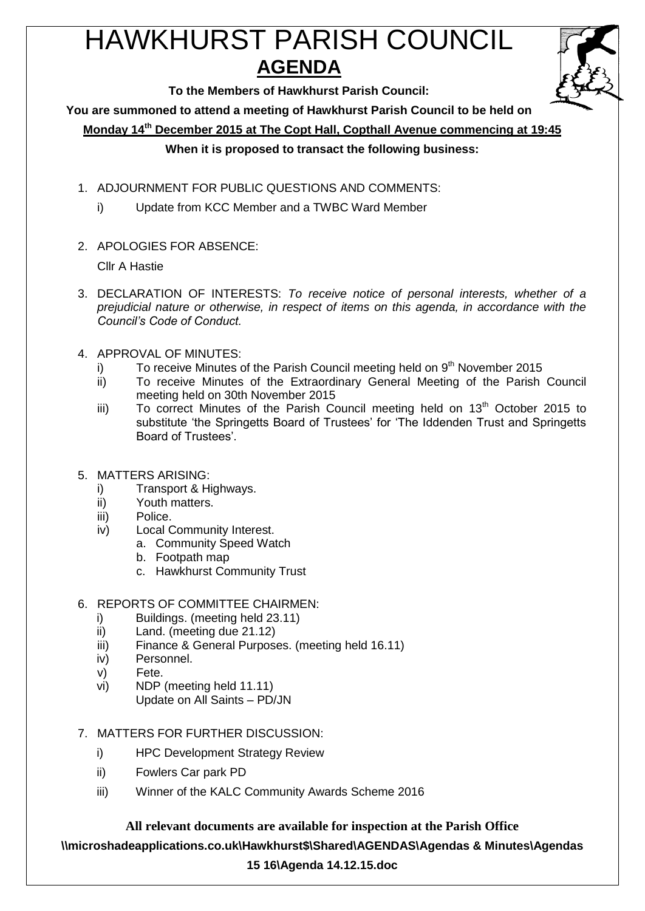# HAWKHURST PARISH COUNCIL

## AGENDA

**To the Members of Hawkhurst Parish Council:**

**You are summoned to attend a meeting of Hawkhurst Parish Council to be held on**

**Monday 14th December 2015 at The Copt Hall, Copthall Avenue commencing at 19:45**

**When it is proposed to transact the following business:**

1. ADJOURNMENT FOR PUBLIC QUESTIONS AND COMMENTS:
   i) Update from KCC Member and a TWBC Ward Member

2. APOLOGIES FOR ABSENCE:

   Cllr A Hastie

3. DECLARATION OF INTERESTS: *To receive notice of personal interests, whether of a prejudicial nature or otherwise, in respect of items on this agenda, in accordance with the Council's Code of Conduct.*

4. APPROVAL OF MINUTES:
   i) To receive Minutes of the Parish Council meeting held on 9th November 2015
   ii) To receive Minutes of the Extraordinary General Meeting of the Parish Council meeting held on 30th November 2015
   iii) To correct Minutes of the Parish Council meeting held on 13th October 2015 to substitute 'the Springetts Board of Trustees' for 'The Iddenden Trust and Springetts Board of Trustees'.

5. MATTERS ARISING:
   i) Transport & Highways.
   ii) Youth matters.
   iii) Police.
   iv) Local Community Interest.
      a. Community Speed Watch
      b. Footpath map
      c. Hawkhurst Community Trust

6. REPORTS OF COMMITTEE CHAIRMEN:
   i) Buildings. (meeting held 23.11)
   ii) Land. (meeting due 21.12)
   iii) Finance & General Purposes. (meeting held 16.11)
   iv) Personnel.
   v) Fete.
   vi) NDP (meeting held 11.11)
       Update on All Saints – PD/JN

7. MATTERS FOR FURTHER DISCUSSION:
   i) HPC Development Strategy Review
   ii) Fowlers Car park PD
   iii) Winner of the KALC Community Awards Scheme 2016

**All relevant documents are available for inspection at the Parish Office**

**\\microshadeapplications.co.uk\Hawkhurst$\Shared\AGENDAS\Agendas & Minutes\Agendas 15 16\Agenda 14.12.15.doc**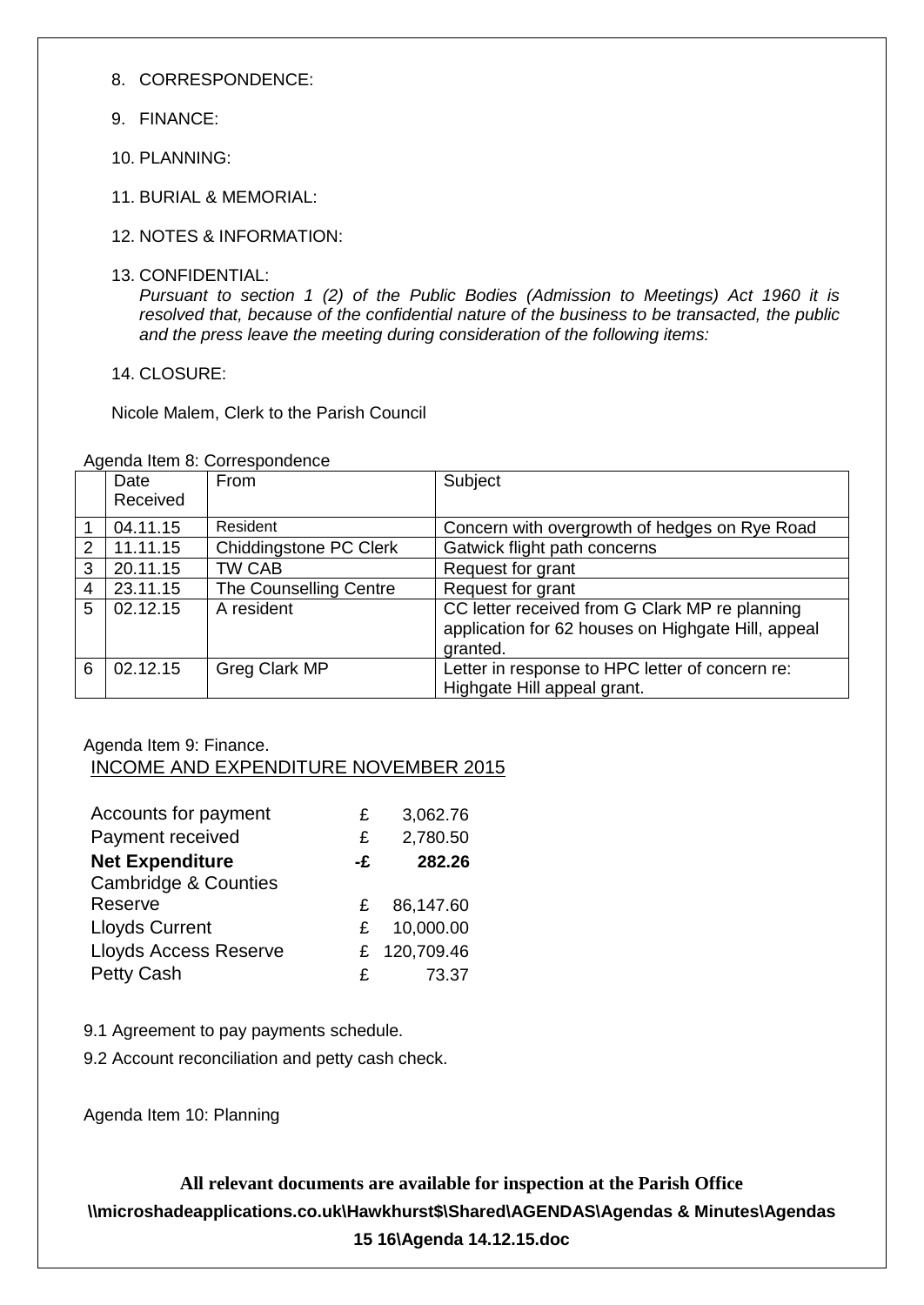8. CORRESPONDENCE:

9. FINANCE:

10. PLANNING:

11. BURIAL & MEMORIAL:

12. NOTES & INFORMATION:

13. CONFIDENTIAL:
    *Pursuant to section 1 (2) of the Public Bodies (Admission to Meetings) Act 1960 it is resolved that, because of the confidential nature of the business to be transacted, the public and the press leave the meeting during consideration of the following items:*

14. CLOSURE:

Nicole Malem, Clerk to the Parish Council

Agenda Item 8: Correspondence

| | Date Received | From | Subject |
|---|---|---|---|
| 1 | 04.11.15 | Resident | Concern with overgrowth of hedges on Rye Road |
| 2 | 11.11.15 | Chiddingstone PC Clerk | Gatwick flight path concerns |
| 3 | 20.11.15 | TW CAB | Request for grant |
| 4 | 23.11.15 | The Counselling Centre | Request for grant |
| 5 | 02.12.15 | A resident | CC letter received from G Clark MP re planning application for 62 houses on Highgate Hill, appeal granted. |
| 6 | 02.12.15 | Greg Clark MP | Letter in response to HPC letter of concern re: Highgate Hill appeal grant. |

Agenda Item 9: Finance.

INCOME AND EXPENDITURE NOVEMBER 2015

| | | |
|---|---|---|
| Accounts for payment | £ | 3,062.76 |
| Payment received | £ | 2,780.50 |
| **Net Expenditure** | **-£** | **282.26** |
| Cambridge & Counties Reserve | £ | 86,147.60 |
| Lloyds Current | £ | 10,000.00 |
| Lloyds Access Reserve | £ | 120,709.46 |
| Petty Cash | £ | 73.37 |

9.1 Agreement to pay payments schedule.

9.2 Account reconciliation and petty cash check.

Agenda Item 10: Planning

**All relevant documents are available for inspection at the Parish Office**

**\\microshadeapplications.co.uk\Hawkhurst$\Shared\AGENDAS\Agendas & Minutes\Agendas 15 16\Agenda 14.12.15.doc**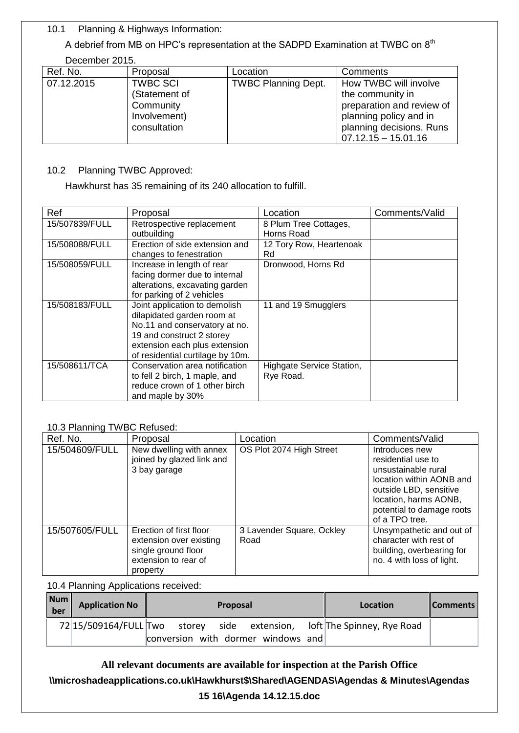10.1 Planning & Highways Information:

A debrief from MB on HPC's representation at the SADPD Examination at TWBC on 8th December 2015.

| Ref. No. | Proposal | Location | Comments |
|---|---|---|---|
| 07.12.2015 | TWBC SCI (Statement of Community Involvement) consultation | TWBC Planning Dept. | How TWBC will involve the community in preparation and review of planning policy and in planning decisions. Runs 07.12.15 – 15.01.16 |

10.2 Planning TWBC Approved:

Hawkhurst has 35 remaining of its 240 allocation to fulfill.

| Ref | Proposal | Location | Comments/Valid |
|---|---|---|---|
| 15/507839/FULL | Retrospective replacement outbuilding | 8 Plum Tree Cottages, Horns Road | |
| 15/508088/FULL | Erection of side extension and changes to fenestration | 12 Tory Row, Heartenoak Rd | |
| 15/508059/FULL | Increase in length of rear facing dormer due to internal alterations, excavating garden for parking of 2 vehicles | Dronwood, Horns Rd | |
| 15/508183/FULL | Joint application to demolish dilapidated garden room at No.11 and conservatory at no. 19 and construct 2 storey extension each plus extension of residential curtilage by 10m. | 11 and 19 Smugglers | |
| 15/508611/TCA | Conservation area notification to fell 2 birch, 1 maple, and reduce crown of 1 other birch and maple by 30% | Highgate Service Station, Rye Road. | |

10.3 Planning TWBC Refused:

| Ref. No. | Proposal | Location | Comments/Valid |
|---|---|---|---|
| 15/504609/FULL | New dwelling with annex joined by glazed link and 3 bay garage | OS Plot 2074 High Street | Introduces new residential use to unsustainable rural location within AONB and outside LBD, sensitive location, harms AONB, potential to damage roots of a TPO tree. |
| 15/507605/FULL | Erection of first floor extension over existing single ground floor extension to rear of property | 3 Lavender Square, Ockley Road | Unsympathetic and out of character with rest of building, overbearing for no. 4 with loss of light. |

10.4 Planning Applications received:

| Number | Application No | Proposal | Location | Comments |
|---|---|---|---|---|
| 72 | 15/509164/FULL | Two storey side extension, loft conversion with dormer windows and | The Spinney, Rye Road | |

**All relevant documents are available for inspection at the Parish Office**

**\\microshadeapplications.co.uk\Hawkhurst$\Shared\AGENDAS\Agendas & Minutes\Agendas 15 16\Agenda 14.12.15.doc**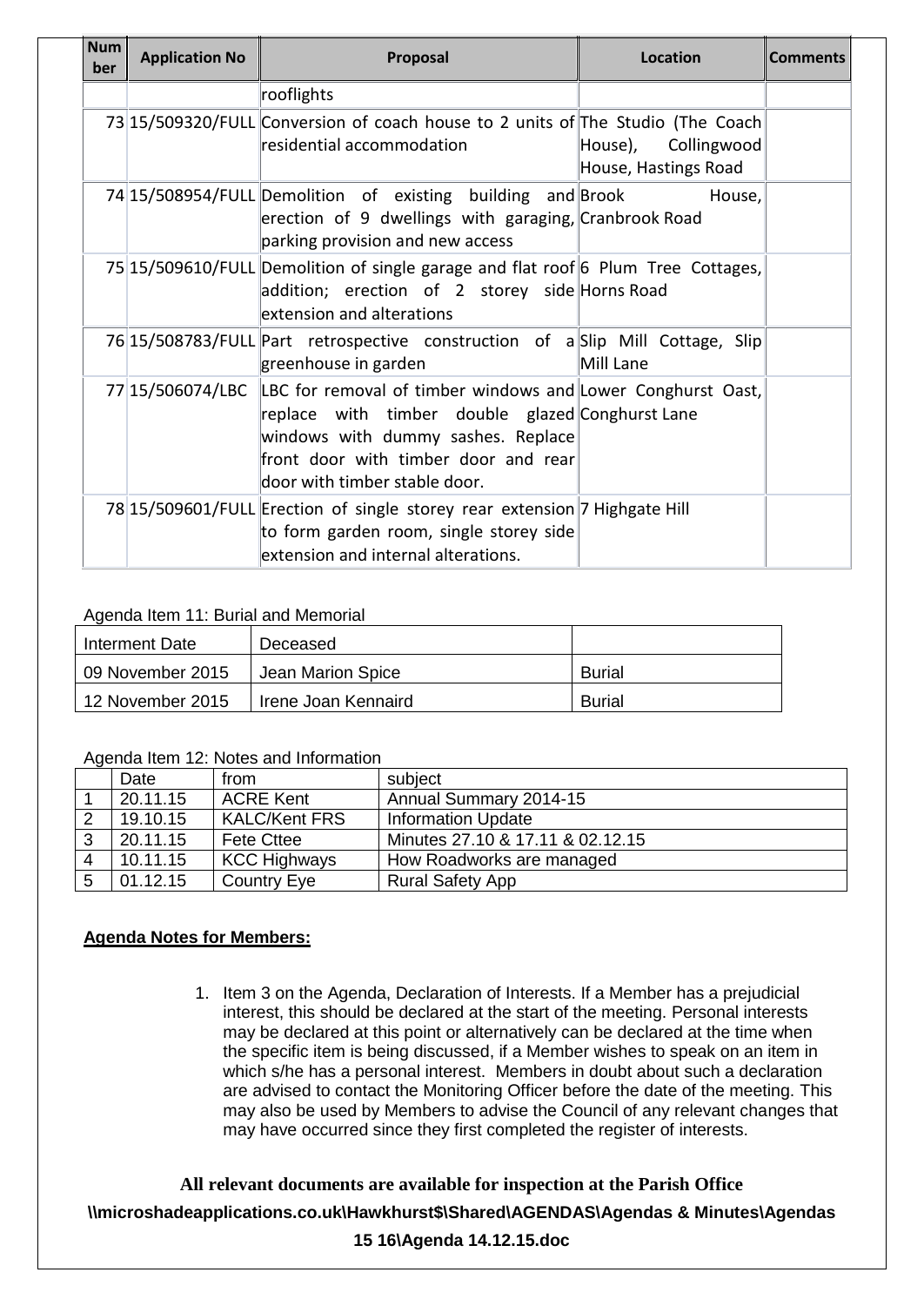| Number | Application No | Proposal | Location | Comments |
|---|---|---|---|---|
| | | rooflights | | |
| 73 | 15/509320/FULL | Conversion of coach house to 2 units of residential accommodation | The Studio (The Coach House), Collingwood House, Hastings Road | |
| 74 | 15/508954/FULL | Demolition of existing building and erection of 9 dwellings with garaging, parking provision and new access | Brook House, Cranbrook Road | |
| 75 | 15/509610/FULL | Demolition of single garage and flat roof addition; erection of 2 storey side extension and alterations | 6 Plum Tree Cottages, Horns Road | |
| 76 | 15/508783/FULL | Part retrospective construction of a greenhouse in garden | Slip Mill Cottage, Slip Mill Lane | |
| 77 | 15/506074/LBC | LBC for removal of timber windows and replace with timber double glazed windows with dummy sashes. Replace front door with timber door and rear door with timber stable door. | Lower Conghurst Oast, Conghurst Lane | |
| 78 | 15/509601/FULL | Erection of single storey rear extension to form garden room, single storey side extension and internal alterations. | 7 Highgate Hill | |

Agenda Item 11: Burial and Memorial

| Interment Date | Deceased | |
|---|---|---|
| 09 November 2015 | Jean Marion Spice | Burial |
| 12 November 2015 | Irene Joan Kennaird | Burial |

Agenda Item 12: Notes and Information

| | Date | from | subject |
|---|---|---|---|
| 1 | 20.11.15 | ACRE Kent | Annual Summary 2014-15 |
| 2 | 19.10.15 | KALC/Kent FRS | Information Update |
| 3 | 20.11.15 | Fete Cttee | Minutes 27.10 & 17.11 & 02.12.15 |
| 4 | 10.11.15 | KCC Highways | How Roadworks are managed |
| 5 | 01.12.15 | Country Eye | Rural Safety App |

**Agenda Notes for Members:**

1. Item 3 on the Agenda, Declaration of Interests. If a Member has a prejudicial interest, this should be declared at the start of the meeting. Personal interests may be declared at this point or alternatively can be declared at the time when the specific item is being discussed, if a Member wishes to speak on an item in which s/he has a personal interest. Members in doubt about such a declaration are advised to contact the Monitoring Officer before the date of the meeting. This may also be used by Members to advise the Council of any relevant changes that may have occurred since they first completed the register of interests.

**All relevant documents are available for inspection at the Parish Office**

**\\microshadeapplications.co.uk\Hawkhurst$\Shared\AGENDAS\Agendas & Minutes\Agendas 15 16\Agenda 14.12.15.doc**